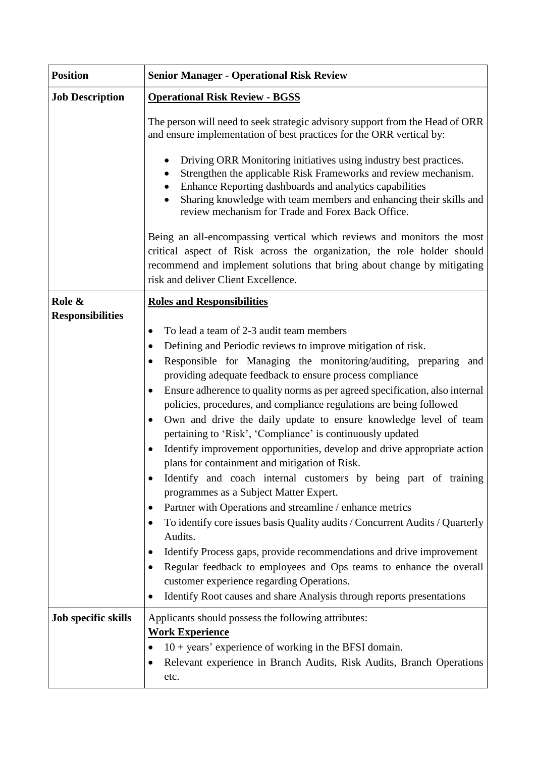| **Position** | **Senior Manager - Operational Risk Review** |
| --- | --- |
| **Job Description** | **<u>Operational Risk Review - BGSS</u>**<br><br>The person will need to seek strategic advisory support from the Head of ORR and ensure implementation of best practices for the ORR vertical by:<br><br>• Driving ORR Monitoring initiatives using industry best practices.<br>• Strengthen the applicable Risk Frameworks and review mechanism.<br>• Enhance Reporting dashboards and analytics capabilities<br>• Sharing knowledge with team members and enhancing their skills and review mechanism for Trade and Forex Back Office.<br><br>Being an all-encompassing vertical which reviews and monitors the most critical aspect of Risk across the organization, the role holder should recommend and implement solutions that bring about change by mitigating risk and deliver Client Excellence. |
| **Role & Responsibilities** | **<u>Roles and Responsibilities</u>**<br><br>• To lead a team of 2-3 audit team members<br>• Defining and Periodic reviews to improve mitigation of risk.<br>• Responsible for Managing the monitoring/auditing, preparing and providing adequate feedback to ensure process compliance<br>• Ensure adherence to quality norms as per agreed specification, also internal policies, procedures, and compliance regulations are being followed<br>• Own and drive the daily update to ensure knowledge level of team pertaining to 'Risk', 'Compliance' is continuously updated<br>• Identify improvement opportunities, develop and drive appropriate action plans for containment and mitigation of Risk.<br>• Identify and coach internal customers by being part of training programmes as a Subject Matter Expert.<br>• Partner with Operations and streamline / enhance metrics<br>• To identify core issues basis Quality audits / Concurrent Audits / Quarterly Audits.<br>• Identify Process gaps, provide recommendations and drive improvement<br>• Regular feedback to employees and Ops teams to enhance the overall customer experience regarding Operations.<br>• Identify Root causes and share Analysis through reports presentations |
| **Job specific skills** | Applicants should possess the following attributes:<br>**<u>Work Experience</u>**<br>• 10 + years' experience of working in the BFSI domain.<br>• Relevant experience in Branch Audits, Risk Audits, Branch Operations etc. |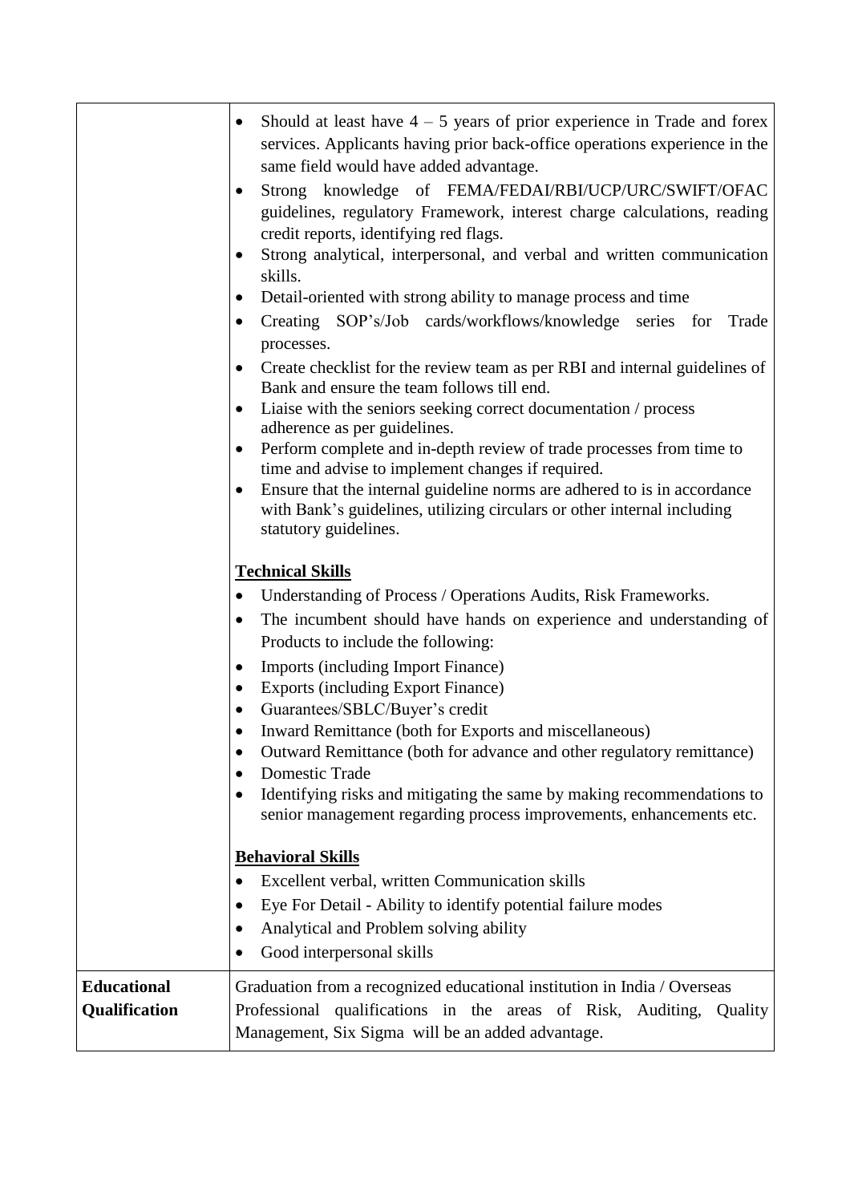| | |
|---|---|
| | • Should at least have 4 – 5 years of prior experience in Trade and forex services. Applicants having prior back-office operations experience in the same field would have added advantage.<br>• Strong knowledge of FEMA/FEDAI/RBI/UCP/URC/SWIFT/OFAC guidelines, regulatory Framework, interest charge calculations, reading credit reports, identifying red flags.<br>• Strong analytical, interpersonal, and verbal and written communication skills.<br>• Detail-oriented with strong ability to manage process and time<br>• Creating SOP's/Job cards/workflows/knowledge series for Trade processes.<br>• Create checklist for the review team as per RBI and internal guidelines of Bank and ensure the team follows till end.<br>• Liaise with the seniors seeking correct documentation / process adherence as per guidelines.<br>• Perform complete and in-depth review of trade processes from time to time and advise to implement changes if required.<br>• Ensure that the internal guideline norms are adhered to is in accordance with Bank's guidelines, utilizing circulars or other internal including statutory guidelines.<br><br>**<u>Technical Skills</u>**<br>• Understanding of Process / Operations Audits, Risk Frameworks.<br>• The incumbent should have hands on experience and understanding of Products to include the following:<br>• Imports (including Import Finance)<br>• Exports (including Export Finance)<br>• Guarantees/SBLC/Buyer's credit<br>• Inward Remittance (both for Exports and miscellaneous)<br>• Outward Remittance (both for advance and other regulatory remittance)<br>• Domestic Trade<br>• Identifying risks and mitigating the same by making recommendations to senior management regarding process improvements, enhancements etc.<br><br>**<u>Behavioral Skills</u>**<br>• Excellent verbal, written Communication skills<br>• Eye For Detail - Ability to identify potential failure modes<br>• Analytical and Problem solving ability<br>• Good interpersonal skills |
| **Educational Qualification** | Graduation from a recognized educational institution in India / Overseas<br>Professional qualifications in the areas of Risk, Auditing, Quality Management, Six Sigma will be an added advantage. |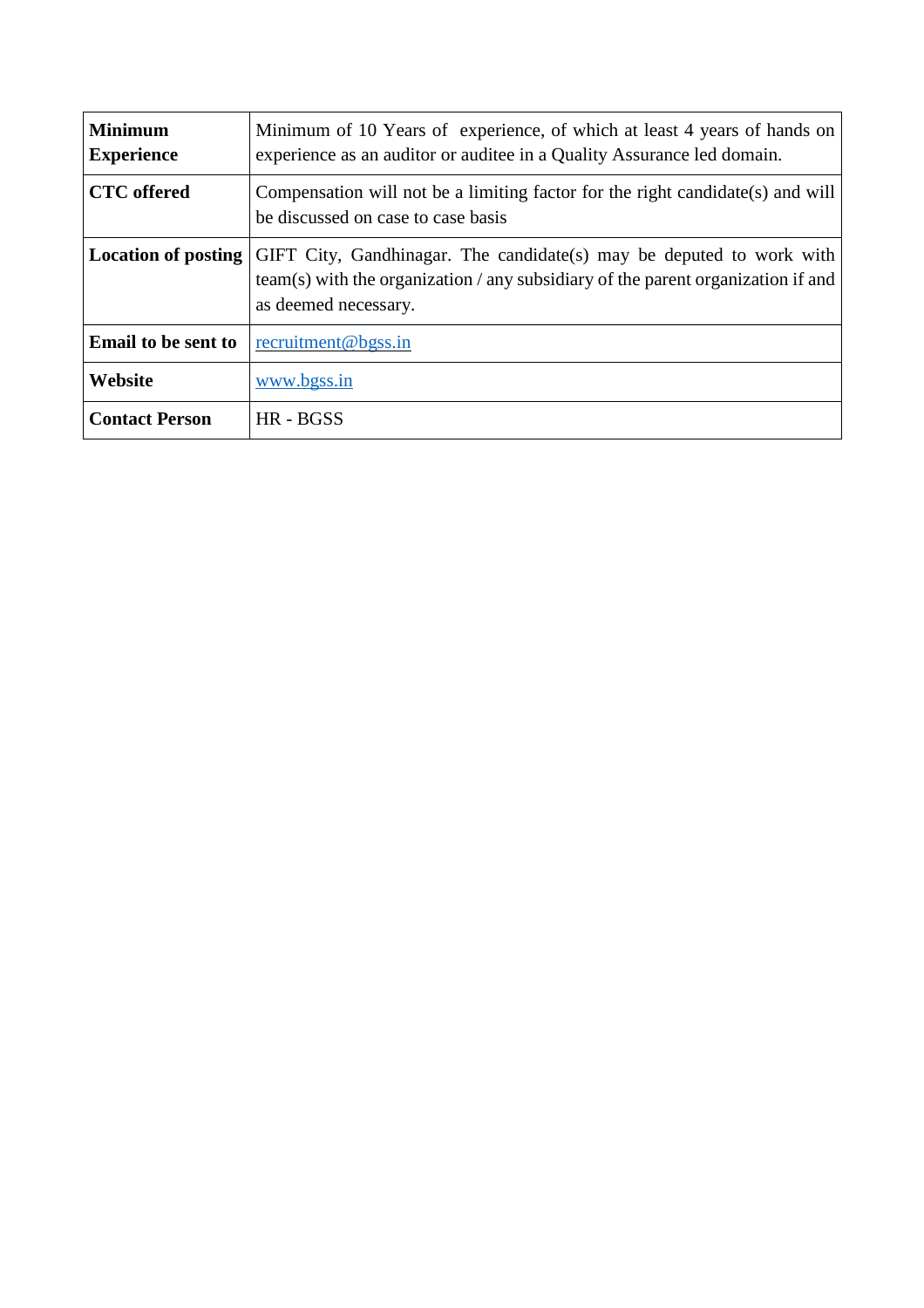| | |
|---|---|
| **Minimum Experience** | Minimum of 10 Years of experience, of which at least 4 years of hands on experience as an auditor or auditee in a Quality Assurance led domain. |
| **CTC offered** | Compensation will not be a limiting factor for the right candidate(s) and will be discussed on case to case basis |
| **Location of posting** | GIFT City, Gandhinagar. The candidate(s) may be deputed to work with team(s) with the organization / any subsidiary of the parent organization if and as deemed necessary. |
| **Email to be sent to** | recruitment@bgss.in |
| **Website** | www.bgss.in |
| **Contact Person** | HR - BGSS |